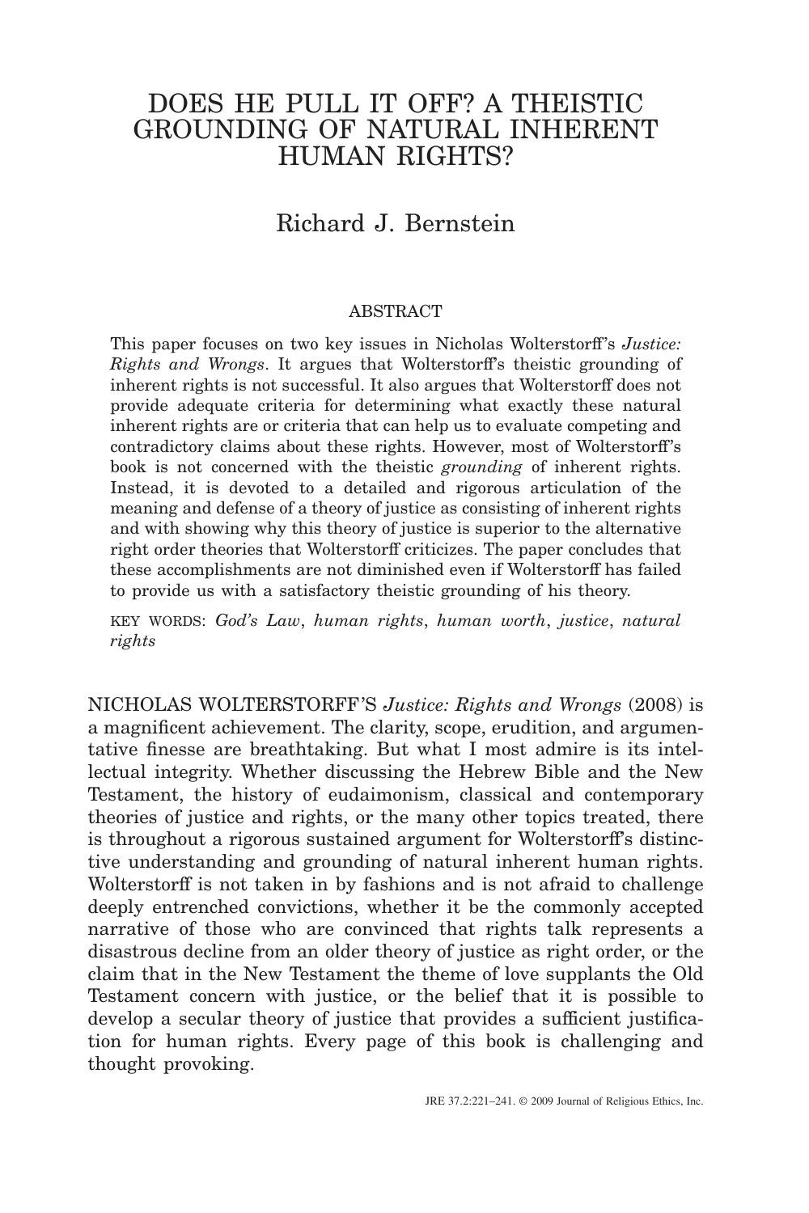# DOES HE PULL IT OFF? A THEISTIC GROUNDING OF NATURAL INHERENT HUMAN RIGHTS?

## Richard J. Bernstein

### ABSTRACT

This paper focuses on two key issues in Nicholas Wolterstorff's *Justice: Rights and Wrongs*. It argues that Wolterstorff's theistic grounding of inherent rights is not successful. It also argues that Wolterstorff does not provide adequate criteria for determining what exactly these natural inherent rights are or criteria that can help us to evaluate competing and contradictory claims about these rights. However, most of Wolterstorff's book is not concerned with the theistic *grounding* of inherent rights. Instead, it is devoted to a detailed and rigorous articulation of the meaning and defense of a theory of justice as consisting of inherent rights and with showing why this theory of justice is superior to the alternative right order theories that Wolterstorff criticizes. The paper concludes that these accomplishments are not diminished even if Wolterstorff has failed to provide us with a satisfactory theistic grounding of his theory.

KEY WORDS: *God's Law*, *human rights*, *human worth*, *justice*, *natural rights*

NICHOLAS WOLTERSTORFF'S *Justice: Rights and Wrongs* (2008) is a magnificent achievement. The clarity, scope, erudition, and argumentative finesse are breathtaking. But what I most admire is its intellectual integrity. Whether discussing the Hebrew Bible and the New Testament, the history of eudaimonism, classical and contemporary theories of justice and rights, or the many other topics treated, there is throughout a rigorous sustained argument for Wolterstorff's distinctive understanding and grounding of natural inherent human rights. Wolterstorff is not taken in by fashions and is not afraid to challenge deeply entrenched convictions, whether it be the commonly accepted narrative of those who are convinced that rights talk represents a disastrous decline from an older theory of justice as right order, or the claim that in the New Testament the theme of love supplants the Old Testament concern with justice, or the belief that it is possible to develop a secular theory of justice that provides a sufficient justification for human rights. Every page of this book is challenging and thought provoking.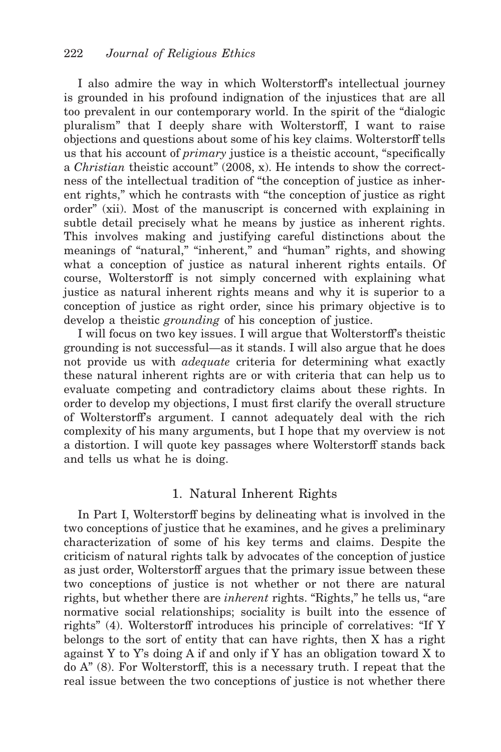I also admire the way in which Wolterstorff's intellectual journey is grounded in his profound indignation of the injustices that are all too prevalent in our contemporary world. In the spirit of the "dialogic pluralism" that I deeply share with Wolterstorff, I want to raise objections and questions about some of his key claims. Wolterstorff tells us that his account of *primary* justice is a theistic account, "specifically a *Christian* theistic account" (2008, x). He intends to show the correctness of the intellectual tradition of "the conception of justice as inherent rights," which he contrasts with "the conception of justice as right order" (xii). Most of the manuscript is concerned with explaining in subtle detail precisely what he means by justice as inherent rights. This involves making and justifying careful distinctions about the meanings of "natural," "inherent," and "human" rights, and showing what a conception of justice as natural inherent rights entails. Of course, Wolterstorff is not simply concerned with explaining what justice as natural inherent rights means and why it is superior to a conception of justice as right order, since his primary objective is to develop a theistic *grounding* of his conception of justice.

I will focus on two key issues. I will argue that Wolterstorff's theistic grounding is not successful—as it stands. I will also argue that he does not provide us with *adequate* criteria for determining what exactly these natural inherent rights are or with criteria that can help us to evaluate competing and contradictory claims about these rights. In order to develop my objections, I must first clarify the overall structure of Wolterstorff's argument. I cannot adequately deal with the rich complexity of his many arguments, but I hope that my overview is not a distortion. I will quote key passages where Wolterstorff stands back and tells us what he is doing.

## 1. Natural Inherent Rights

In Part I, Wolterstorff begins by delineating what is involved in the two conceptions of justice that he examines, and he gives a preliminary characterization of some of his key terms and claims. Despite the criticism of natural rights talk by advocates of the conception of justice as just order, Wolterstorff argues that the primary issue between these two conceptions of justice is not whether or not there are natural rights, but whether there are *inherent* rights. "Rights," he tells us, "are normative social relationships; sociality is built into the essence of rights" (4). Wolterstorff introduces his principle of correlatives: "If Y belongs to the sort of entity that can have rights, then X has a right against Y to Y's doing A if and only if Y has an obligation toward X to do A" (8). For Wolterstorff, this is a necessary truth. I repeat that the real issue between the two conceptions of justice is not whether there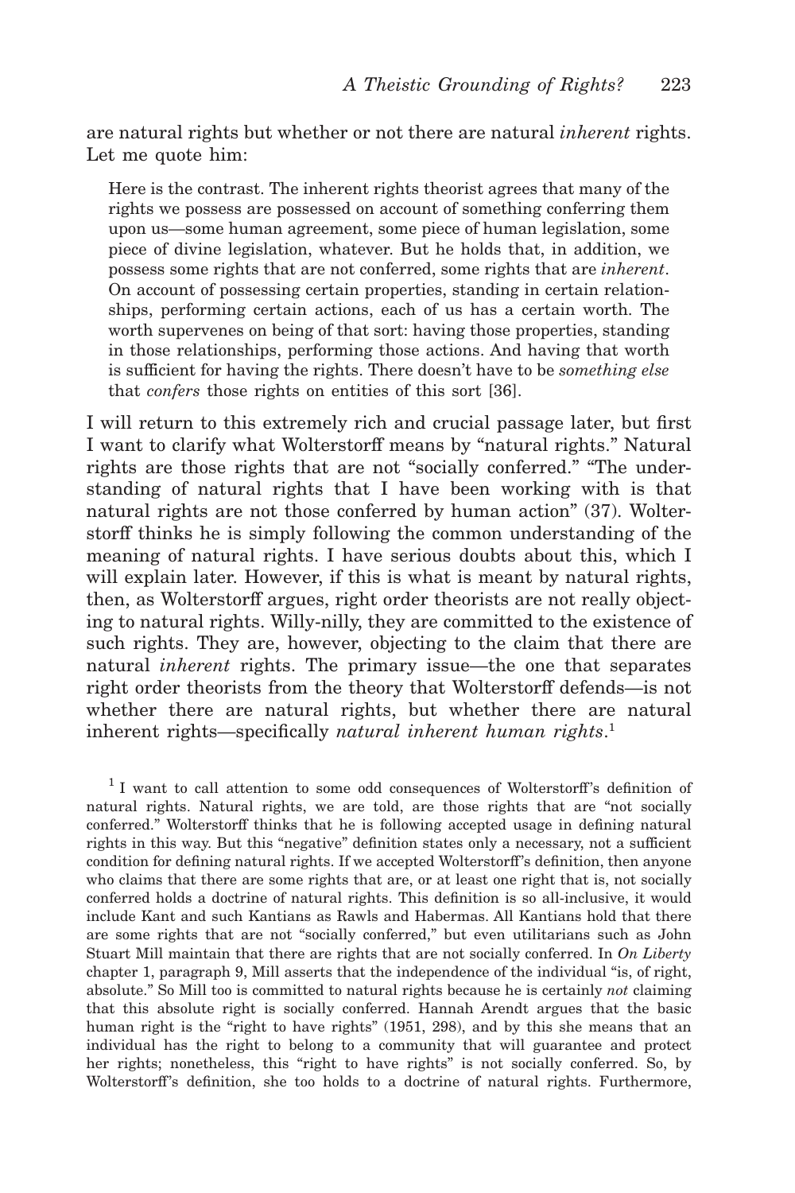are natural rights but whether or not there are natural *inherent* rights. Let me quote him:

> Here is the contrast. The inherent rights theorist agrees that many of the rights we possess are possessed on account of something conferring them upon us—some human agreement, some piece of human legislation, some piece of divine legislation, whatever. But he holds that, in addition, we possess some rights that are not conferred, some rights that are *inherent*. On account of possessing certain properties, standing in certain relationships, performing certain actions, each of us has a certain worth. The worth supervenes on being of that sort: having those properties, standing in those relationships, performing those actions. And having that worth is sufficient for having the rights. There doesn't have to be *something else* that *confers* those rights on entities of this sort [36].

I will return to this extremely rich and crucial passage later, but first I want to clarify what Wolterstorff means by "natural rights." Natural rights are those rights that are not "socially conferred." "The understanding of natural rights that I have been working with is that natural rights are not those conferred by human action" (37). Wolterstorff thinks he is simply following the common understanding of the meaning of natural rights. I have serious doubts about this, which I will explain later. However, if this is what is meant by natural rights, then, as Wolterstorff argues, right order theorists are not really objecting to natural rights. Willy-nilly, they are committed to the existence of such rights. They are, however, objecting to the claim that there are natural *inherent* rights. The primary issue—the one that separates right order theorists from the theory that Wolterstorff defends—is not whether there are natural rights, but whether there are natural inherent rights—specifically *natural inherent human rights*.[1]

[1] I want to call attention to some odd consequences of Wolterstorff's definition of natural rights. Natural rights, we are told, are those rights that are "not socially conferred." Wolterstorff thinks that he is following accepted usage in defining natural rights in this way. But this "negative" definition states only a necessary, not a sufficient condition for defining natural rights. If we accepted Wolterstorff's definition, then anyone who claims that there are some rights that are, or at least one right that is, not socially conferred holds a doctrine of natural rights. This definition is so all-inclusive, it would include Kant and such Kantians as Rawls and Habermas. All Kantians hold that there are some rights that are not "socially conferred," but even utilitarians such as John Stuart Mill maintain that there are rights that are not socially conferred. In *On Liberty* chapter 1, paragraph 9, Mill asserts that the independence of the individual "is, of right, absolute." So Mill too is committed to natural rights because he is certainly *not* claiming that this absolute right is socially conferred. Hannah Arendt argues that the basic human right is the "right to have rights" (1951, 298), and by this she means that an individual has the right to belong to a community that will guarantee and protect her rights; nonetheless, this "right to have rights" is not socially conferred. So, by Wolterstorff's definition, she too holds to a doctrine of natural rights. Furthermore,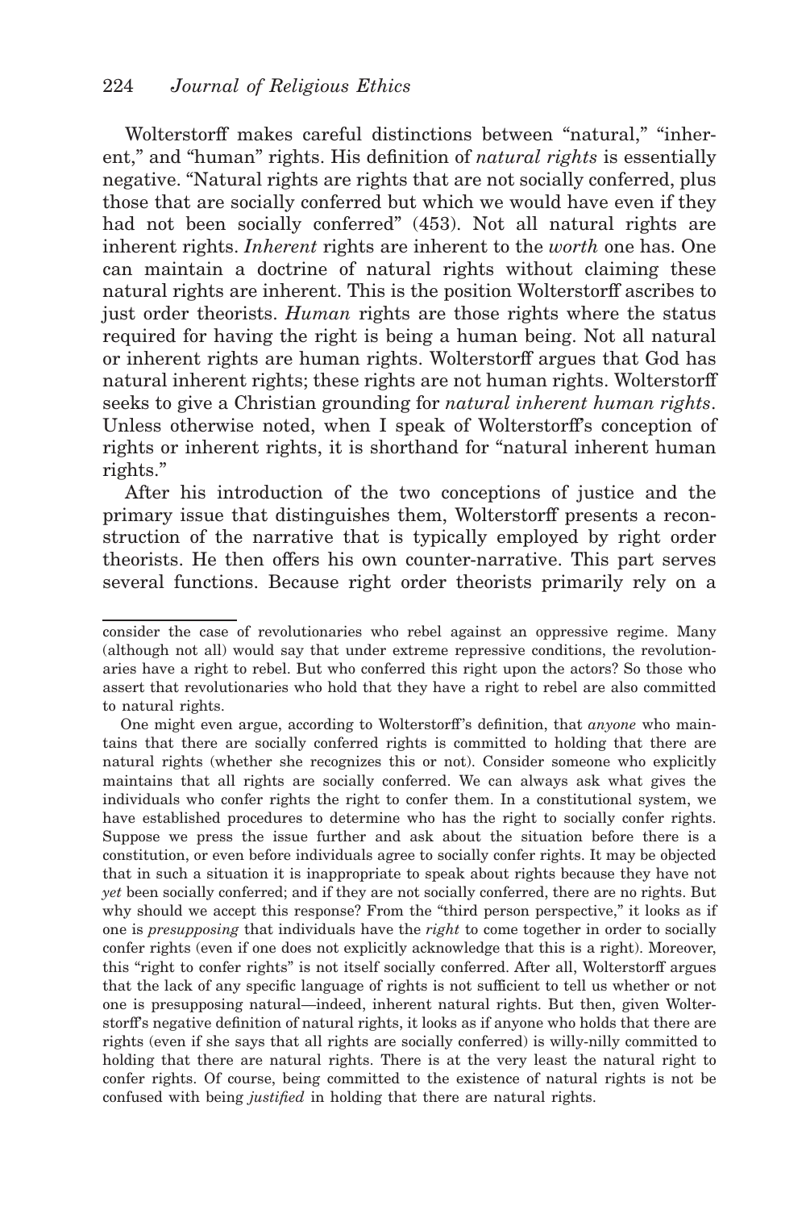Wolterstorff makes careful distinctions between "natural," "inherent," and "human" rights. His definition of *natural rights* is essentially negative. "Natural rights are rights that are not socially conferred, plus those that are socially conferred but which we would have even if they had not been socially conferred" (453). Not all natural rights are inherent rights. *Inherent* rights are inherent to the *worth* one has. One can maintain a doctrine of natural rights without claiming these natural rights are inherent. This is the position Wolterstorff ascribes to just order theorists. *Human* rights are those rights where the status required for having the right is being a human being. Not all natural or inherent rights are human rights. Wolterstorff argues that God has natural inherent rights; these rights are not human rights. Wolterstorff seeks to give a Christian grounding for *natural inherent human rights*. Unless otherwise noted, when I speak of Wolterstorff's conception of rights or inherent rights, it is shorthand for "natural inherent human rights."

After his introduction of the two conceptions of justice and the primary issue that distinguishes them, Wolterstorff presents a reconstruction of the narrative that is typically employed by right order theorists. He then offers his own counter-narrative. This part serves several functions. Because right order theorists primarily rely on a

---

consider the case of revolutionaries who rebel against an oppressive regime. Many (although not all) would say that under extreme repressive conditions, the revolutionaries have a right to rebel. But who conferred this right upon the actors? So those who assert that revolutionaries who hold that they have a right to rebel are also committed to natural rights.

One might even argue, according to Wolterstorff's definition, that *anyone* who maintains that there are socially conferred rights is committed to holding that there are natural rights (whether she recognizes this or not). Consider someone who explicitly maintains that all rights are socially conferred. We can always ask what gives the individuals who confer rights the right to confer them. In a constitutional system, we have established procedures to determine who has the right to socially confer rights. Suppose we press the issue further and ask about the situation before there is a constitution, or even before individuals agree to socially confer rights. It may be objected that in such a situation it is inappropriate to speak about rights because they have not *yet* been socially conferred; and if they are not socially conferred, there are no rights. But why should we accept this response? From the "third person perspective," it looks as if one is *presupposing* that individuals have the *right* to come together in order to socially confer rights (even if one does not explicitly acknowledge that this is a right). Moreover, this "right to confer rights" is not itself socially conferred. After all, Wolterstorff argues that the lack of any specific language of rights is not sufficient to tell us whether or not one is presupposing natural—indeed, inherent natural rights. But then, given Wolterstorff's negative definition of natural rights, it looks as if anyone who holds that there are rights (even if she says that all rights are socially conferred) is willy-nilly committed to holding that there are natural rights. There is at the very least the natural right to confer rights. Of course, being committed to the existence of natural rights is not be confused with being *justified* in holding that there are natural rights.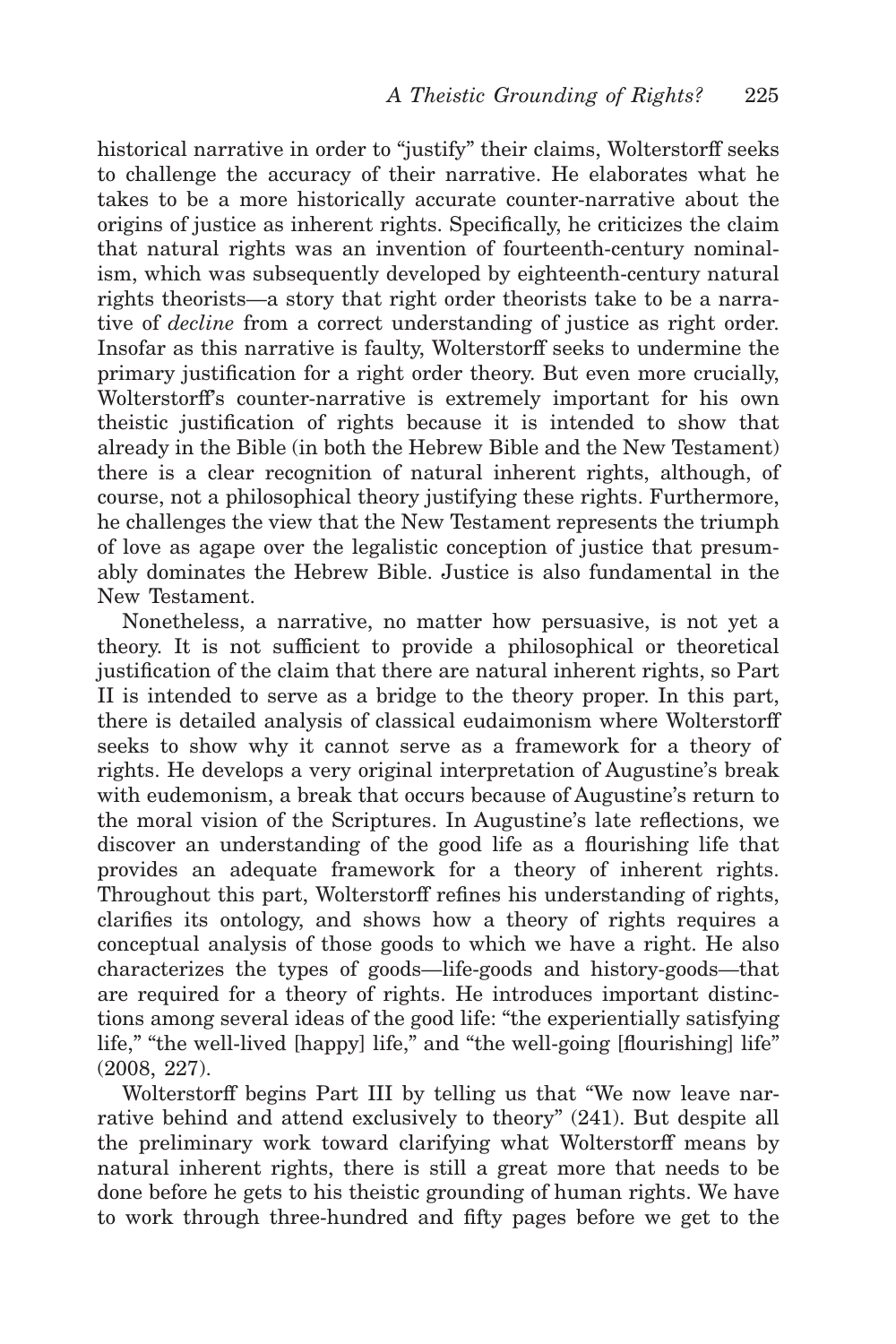historical narrative in order to "justify" their claims, Wolterstorff seeks to challenge the accuracy of their narrative. He elaborates what he takes to be a more historically accurate counter-narrative about the origins of justice as inherent rights. Specifically, he criticizes the claim that natural rights was an invention of fourteenth-century nominalism, which was subsequently developed by eighteenth-century natural rights theorists—a story that right order theorists take to be a narrative of *decline* from a correct understanding of justice as right order. Insofar as this narrative is faulty, Wolterstorff seeks to undermine the primary justification for a right order theory. But even more crucially, Wolterstorff's counter-narrative is extremely important for his own theistic justification of rights because it is intended to show that already in the Bible (in both the Hebrew Bible and the New Testament) there is a clear recognition of natural inherent rights, although, of course, not a philosophical theory justifying these rights. Furthermore, he challenges the view that the New Testament represents the triumph of love as agape over the legalistic conception of justice that presumably dominates the Hebrew Bible. Justice is also fundamental in the New Testament.

Nonetheless, a narrative, no matter how persuasive, is not yet a theory. It is not sufficient to provide a philosophical or theoretical justification of the claim that there are natural inherent rights, so Part II is intended to serve as a bridge to the theory proper. In this part, there is detailed analysis of classical eudaimonism where Wolterstorff seeks to show why it cannot serve as a framework for a theory of rights. He develops a very original interpretation of Augustine's break with eudemonism, a break that occurs because of Augustine's return to the moral vision of the Scriptures. In Augustine's late reflections, we discover an understanding of the good life as a flourishing life that provides an adequate framework for a theory of inherent rights. Throughout this part, Wolterstorff refines his understanding of rights, clarifies its ontology, and shows how a theory of rights requires a conceptual analysis of those goods to which we have a right. He also characterizes the types of goods—life-goods and history-goods—that are required for a theory of rights. He introduces important distinctions among several ideas of the good life: "the experientially satisfying life," "the well-lived [happy] life," and "the well-going [flourishing] life" (2008, 227).

Wolterstorff begins Part III by telling us that "We now leave narrative behind and attend exclusively to theory" (241). But despite all the preliminary work toward clarifying what Wolterstorff means by natural inherent rights, there is still a great more that needs to be done before he gets to his theistic grounding of human rights. We have to work through three-hundred and fifty pages before we get to the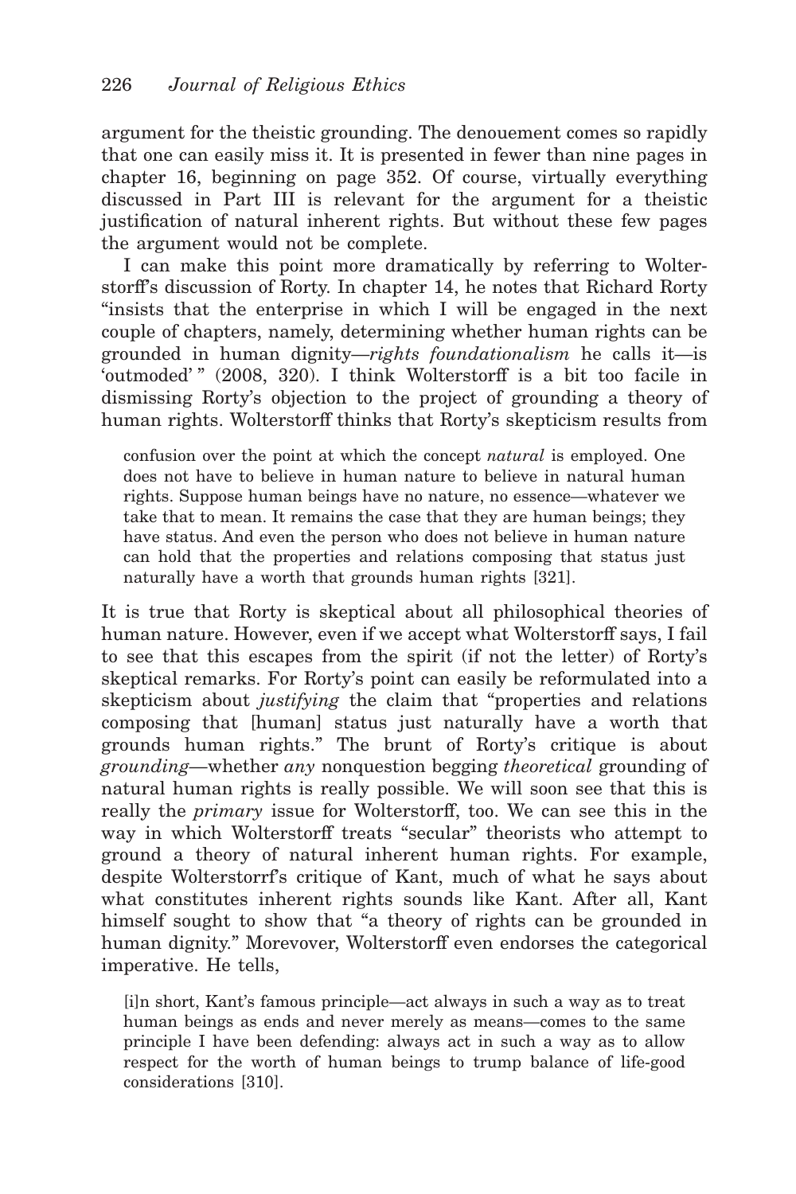argument for the theistic grounding. The denouement comes so rapidly that one can easily miss it. It is presented in fewer than nine pages in chapter 16, beginning on page 352. Of course, virtually everything discussed in Part III is relevant for the argument for a theistic justification of natural inherent rights. But without these few pages the argument would not be complete.

I can make this point more dramatically by referring to Wolterstorff's discussion of Rorty. In chapter 14, he notes that Richard Rorty "insists that the enterprise in which I will be engaged in the next couple of chapters, namely, determining whether human rights can be grounded in human dignity—*rights foundationalism* he calls it—is 'outmoded' " (2008, 320). I think Wolterstorff is a bit too facile in dismissing Rorty's objection to the project of grounding a theory of human rights. Wolterstorff thinks that Rorty's skepticism results from

> confusion over the point at which the concept *natural* is employed. One does not have to believe in human nature to believe in natural human rights. Suppose human beings have no nature, no essence—whatever we take that to mean. It remains the case that they are human beings; they have status. And even the person who does not believe in human nature can hold that the properties and relations composing that status just naturally have a worth that grounds human rights [321].

It is true that Rorty is skeptical about all philosophical theories of human nature. However, even if we accept what Wolterstorff says, I fail to see that this escapes from the spirit (if not the letter) of Rorty's skeptical remarks. For Rorty's point can easily be reformulated into a skepticism about *justifying* the claim that "properties and relations composing that [human] status just naturally have a worth that grounds human rights." The brunt of Rorty's critique is about *grounding*—whether *any* nonquestion begging *theoretical* grounding of natural human rights is really possible. We will soon see that this is really the *primary* issue for Wolterstorff, too. We can see this in the way in which Wolterstorff treats "secular" theorists who attempt to ground a theory of natural inherent human rights. For example, despite Wolterstorrf's critique of Kant, much of what he says about what constitutes inherent rights sounds like Kant. After all, Kant himself sought to show that "a theory of rights can be grounded in human dignity." Morevover, Wolterstorff even endorses the categorical imperative. He tells,

> [i]n short, Kant's famous principle—act always in such a way as to treat human beings as ends and never merely as means—comes to the same principle I have been defending: always act in such a way as to allow respect for the worth of human beings to trump balance of life-good considerations [310].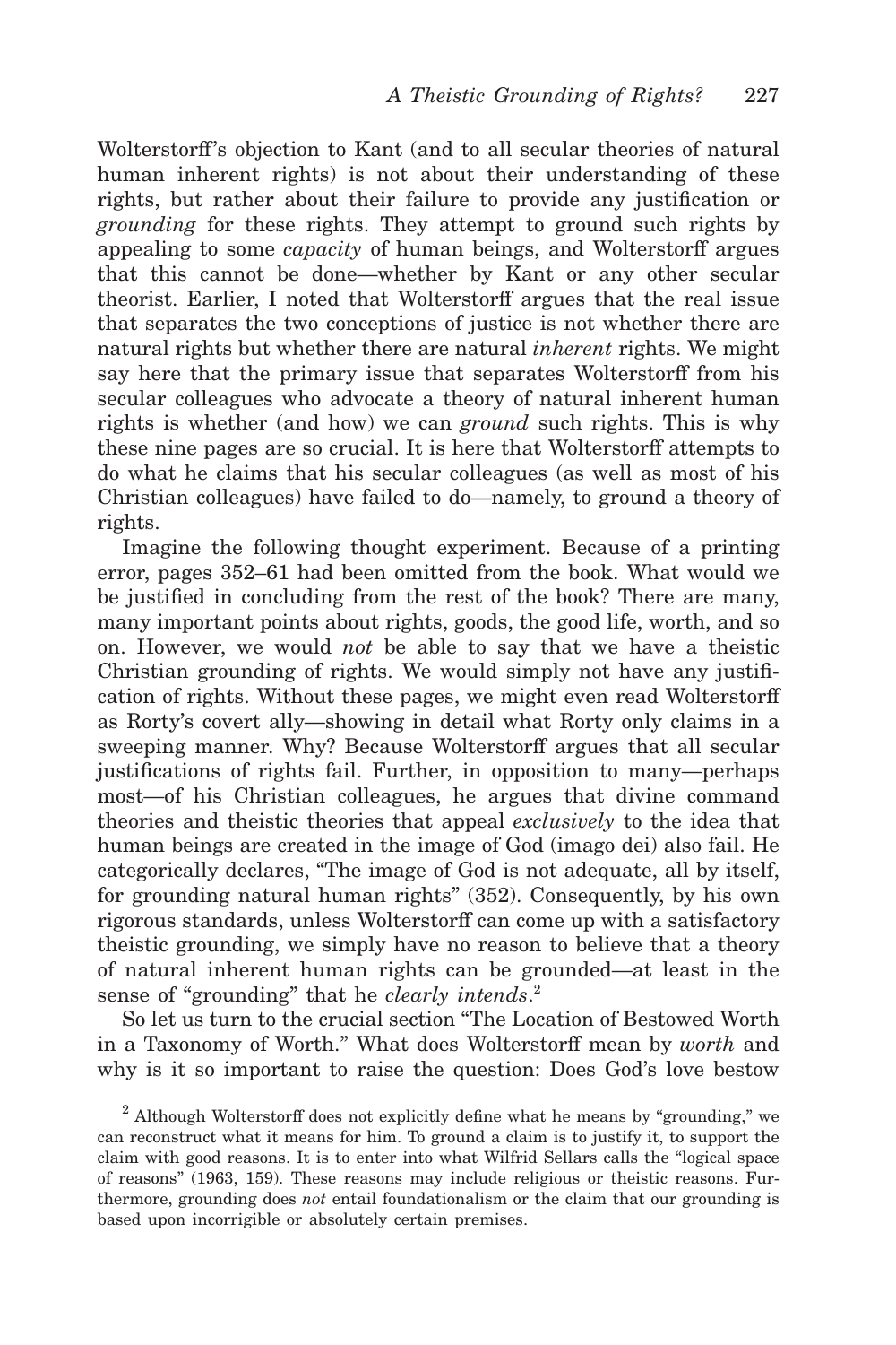Wolterstorff's objection to Kant (and to all secular theories of natural human inherent rights) is not about their understanding of these rights, but rather about their failure to provide any justification or *grounding* for these rights. They attempt to ground such rights by appealing to some *capacity* of human beings, and Wolterstorff argues that this cannot be done—whether by Kant or any other secular theorist. Earlier, I noted that Wolterstorff argues that the real issue that separates the two conceptions of justice is not whether there are natural rights but whether there are natural *inherent* rights. We might say here that the primary issue that separates Wolterstorff from his secular colleagues who advocate a theory of natural inherent human rights is whether (and how) we can *ground* such rights. This is why these nine pages are so crucial. It is here that Wolterstorff attempts to do what he claims that his secular colleagues (as well as most of his Christian colleagues) have failed to do—namely, to ground a theory of rights.

Imagine the following thought experiment. Because of a printing error, pages 352–61 had been omitted from the book. What would we be justified in concluding from the rest of the book? There are many, many important points about rights, goods, the good life, worth, and so on. However, we would *not* be able to say that we have a theistic Christian grounding of rights. We would simply not have any justification of rights. Without these pages, we might even read Wolterstorff as Rorty's covert ally—showing in detail what Rorty only claims in a sweeping manner. Why? Because Wolterstorff argues that all secular justifications of rights fail. Further, in opposition to many—perhaps most—of his Christian colleagues, he argues that divine command theories and theistic theories that appeal *exclusively* to the idea that human beings are created in the image of God (imago dei) also fail. He categorically declares, "The image of God is not adequate, all by itself, for grounding natural human rights" (352). Consequently, by his own rigorous standards, unless Wolterstorff can come up with a satisfactory theistic grounding, we simply have no reason to believe that a theory of natural inherent human rights can be grounded—at least in the sense of "grounding" that he *clearly intends*.[2]

So let us turn to the crucial section "The Location of Bestowed Worth in a Taxonomy of Worth." What does Wolterstorff mean by *worth* and why is it so important to raise the question: Does God's love bestow

[2] Although Wolterstorff does not explicitly define what he means by "grounding," we can reconstruct what it means for him. To ground a claim is to justify it, to support the claim with good reasons. It is to enter into what Wilfrid Sellars calls the "logical space of reasons" (1963, 159). These reasons may include religious or theistic reasons. Furthermore, grounding does *not* entail foundationalism or the claim that our grounding is based upon incorrigible or absolutely certain premises.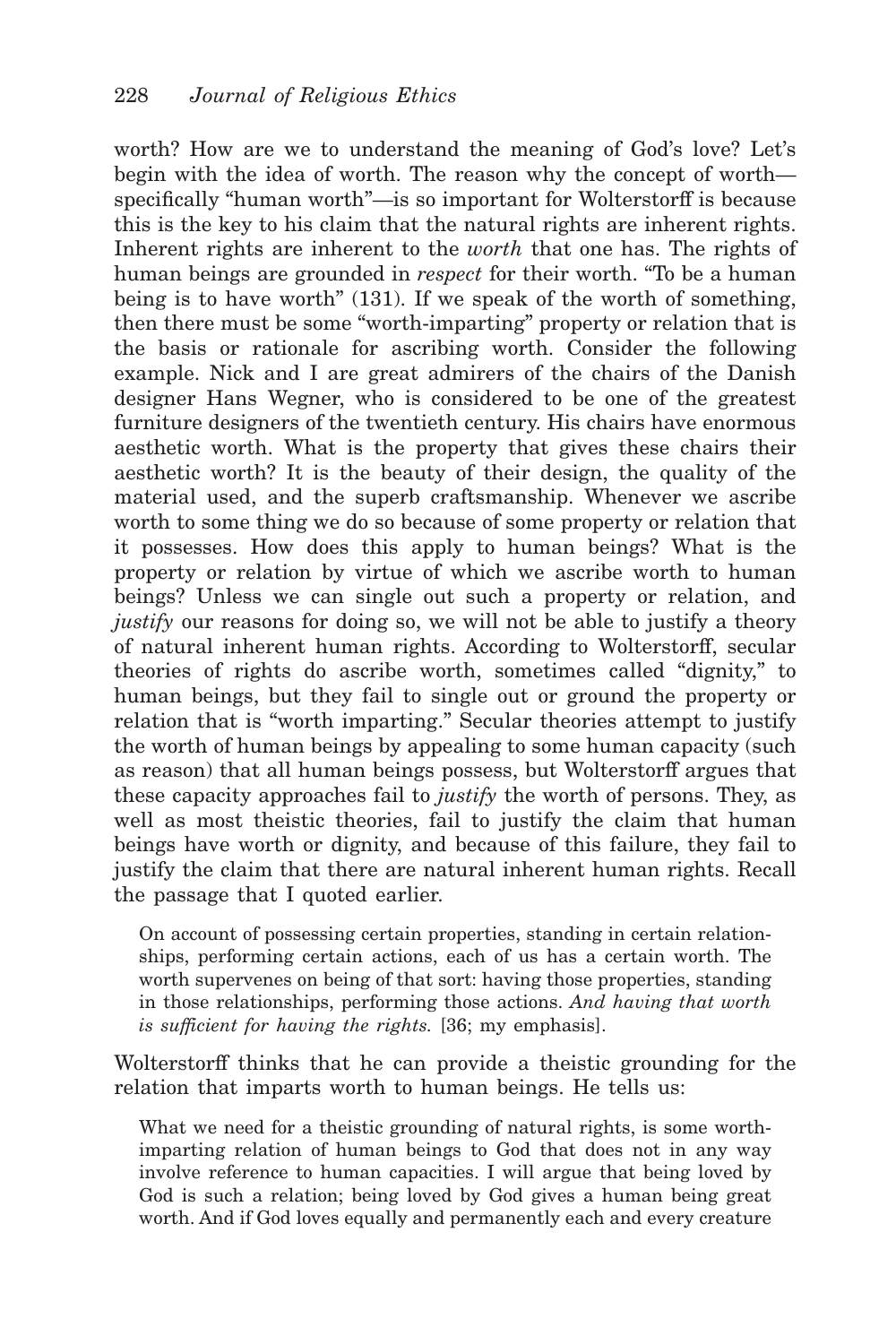worth? How are we to understand the meaning of God's love? Let's begin with the idea of worth. The reason why the concept of worth—specifically "human worth"—is so important for Wolterstorff is because this is the key to his claim that the natural rights are inherent rights. Inherent rights are inherent to the *worth* that one has. The rights of human beings are grounded in *respect* for their worth. "To be a human being is to have worth" (131). If we speak of the worth of something, then there must be some "worth-imparting" property or relation that is the basis or rationale for ascribing worth. Consider the following example. Nick and I are great admirers of the chairs of the Danish designer Hans Wegner, who is considered to be one of the greatest furniture designers of the twentieth century. His chairs have enormous aesthetic worth. What is the property that gives these chairs their aesthetic worth? It is the beauty of their design, the quality of the material used, and the superb craftsmanship. Whenever we ascribe worth to some thing we do so because of some property or relation that it possesses. How does this apply to human beings? What is the property or relation by virtue of which we ascribe worth to human beings? Unless we can single out such a property or relation, and *justify* our reasons for doing so, we will not be able to justify a theory of natural inherent human rights. According to Wolterstorff, secular theories of rights do ascribe worth, sometimes called "dignity," to human beings, but they fail to single out or ground the property or relation that is "worth imparting." Secular theories attempt to justify the worth of human beings by appealing to some human capacity (such as reason) that all human beings possess, but Wolterstorff argues that these capacity approaches fail to *justify* the worth of persons. They, as well as most theistic theories, fail to justify the claim that human beings have worth or dignity, and because of this failure, they fail to justify the claim that there are natural inherent human rights. Recall the passage that I quoted earlier.

> On account of possessing certain properties, standing in certain relationships, performing certain actions, each of us has a certain worth. The worth supervenes on being of that sort: having those properties, standing in those relationships, performing those actions. *And having that worth is sufficient for having the rights.* [36; my emphasis].

Wolterstorff thinks that he can provide a theistic grounding for the relation that imparts worth to human beings. He tells us:

> What we need for a theistic grounding of natural rights, is some worth-imparting relation of human beings to God that does not in any way involve reference to human capacities. I will argue that being loved by God is such a relation; being loved by God gives a human being great worth. And if God loves equally and permanently each and every creature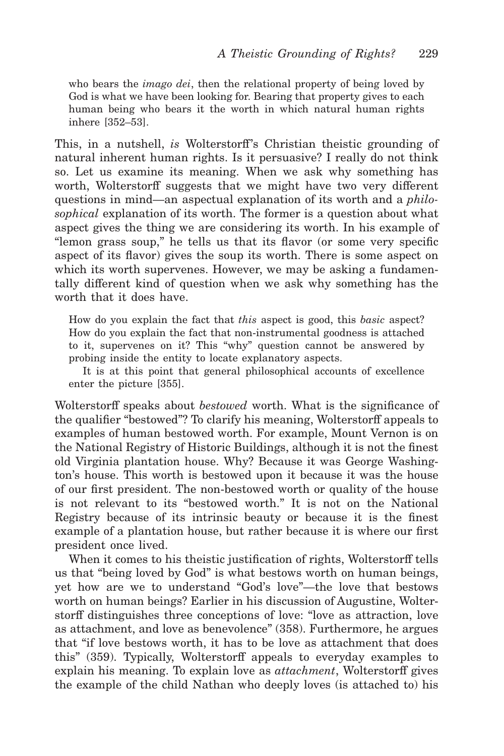who bears the *imago dei*, then the relational property of being loved by God is what we have been looking for. Bearing that property gives to each human being who bears it the worth in which natural human rights inhere [352–53].

This, in a nutshell, *is* Wolterstorff's Christian theistic grounding of natural inherent human rights. Is it persuasive? I really do not think so. Let us examine its meaning. When we ask why something has worth, Wolterstorff suggests that we might have two very different questions in mind—an aspectual explanation of its worth and a *philosophical* explanation of its worth. The former is a question about what aspect gives the thing we are considering its worth. In his example of "lemon grass soup," he tells us that its flavor (or some very specific aspect of its flavor) gives the soup its worth. There is some aspect on which its worth supervenes. However, we may be asking a fundamentally different kind of question when we ask why something has the worth that it does have.

> How do you explain the fact that *this* aspect is good, this *basic* aspect? How do you explain the fact that non-instrumental goodness is attached to it, supervenes on it? This "why" question cannot be answered by probing inside the entity to locate explanatory aspects.
>
> It is at this point that general philosophical accounts of excellence enter the picture [355].

Wolterstorff speaks about *bestowed* worth. What is the significance of the qualifier "bestowed"? To clarify his meaning, Wolterstorff appeals to examples of human bestowed worth. For example, Mount Vernon is on the National Registry of Historic Buildings, although it is not the finest old Virginia plantation house. Why? Because it was George Washington's house. This worth is bestowed upon it because it was the house of our first president. The non-bestowed worth or quality of the house is not relevant to its "bestowed worth." It is not on the National Registry because of its intrinsic beauty or because it is the finest example of a plantation house, but rather because it is where our first president once lived.

When it comes to his theistic justification of rights, Wolterstorff tells us that "being loved by God" is what bestows worth on human beings, yet how are we to understand "God's love"—the love that bestows worth on human beings? Earlier in his discussion of Augustine, Wolterstorff distinguishes three conceptions of love: "love as attraction, love as attachment, and love as benevolence" (358). Furthermore, he argues that "if love bestows worth, it has to be love as attachment that does this" (359). Typically, Wolterstorff appeals to everyday examples to explain his meaning. To explain love as *attachment*, Wolterstorff gives the example of the child Nathan who deeply loves (is attached to) his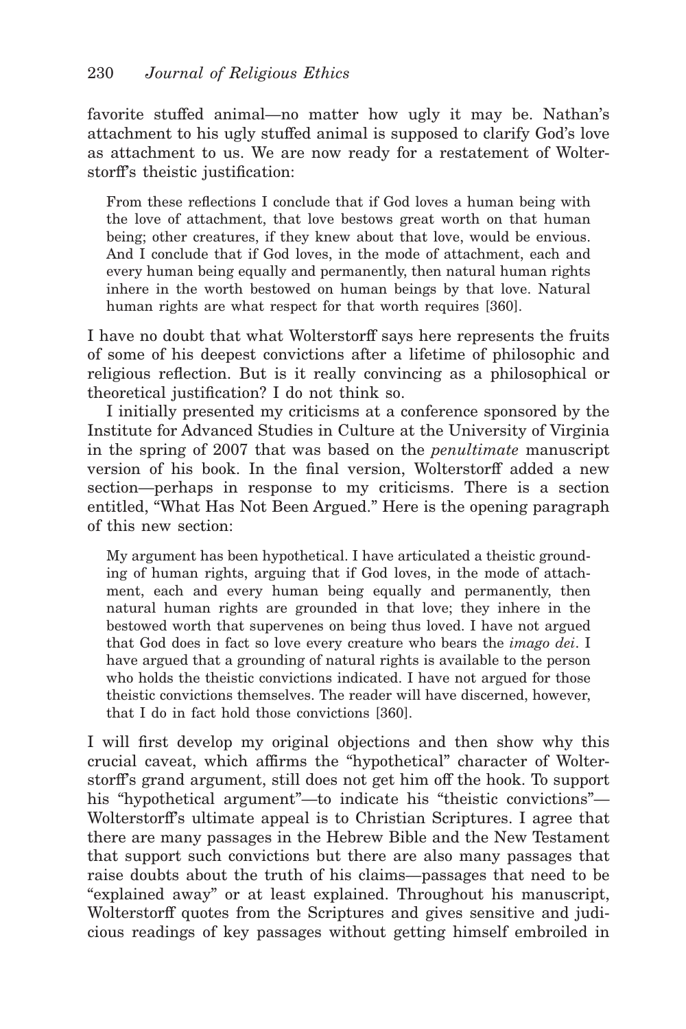favorite stuffed animal—no matter how ugly it may be. Nathan's attachment to his ugly stuffed animal is supposed to clarify God's love as attachment to us. We are now ready for a restatement of Wolterstorff's theistic justification:

> From these reflections I conclude that if God loves a human being with the love of attachment, that love bestows great worth on that human being; other creatures, if they knew about that love, would be envious. And I conclude that if God loves, in the mode of attachment, each and every human being equally and permanently, then natural human rights inhere in the worth bestowed on human beings by that love. Natural human rights are what respect for that worth requires [360].

I have no doubt that what Wolterstorff says here represents the fruits of some of his deepest convictions after a lifetime of philosophic and religious reflection. But is it really convincing as a philosophical or theoretical justification? I do not think so.

I initially presented my criticisms at a conference sponsored by the Institute for Advanced Studies in Culture at the University of Virginia in the spring of 2007 that was based on the *penultimate* manuscript version of his book. In the final version, Wolterstorff added a new section—perhaps in response to my criticisms. There is a section entitled, "What Has Not Been Argued." Here is the opening paragraph of this new section:

> My argument has been hypothetical. I have articulated a theistic grounding of human rights, arguing that if God loves, in the mode of attachment, each and every human being equally and permanently, then natural human rights are grounded in that love; they inhere in the bestowed worth that supervenes on being thus loved. I have not argued that God does in fact so love every creature who bears the *imago dei*. I have argued that a grounding of natural rights is available to the person who holds the theistic convictions indicated. I have not argued for those theistic convictions themselves. The reader will have discerned, however, that I do in fact hold those convictions [360].

I will first develop my original objections and then show why this crucial caveat, which affirms the "hypothetical" character of Wolterstorff's grand argument, still does not get him off the hook. To support his "hypothetical argument"—to indicate his "theistic convictions"—Wolterstorff's ultimate appeal is to Christian Scriptures. I agree that there are many passages in the Hebrew Bible and the New Testament that support such convictions but there are also many passages that raise doubts about the truth of his claims—passages that need to be "explained away" or at least explained. Throughout his manuscript, Wolterstorff quotes from the Scriptures and gives sensitive and judicious readings of key passages without getting himself embroiled in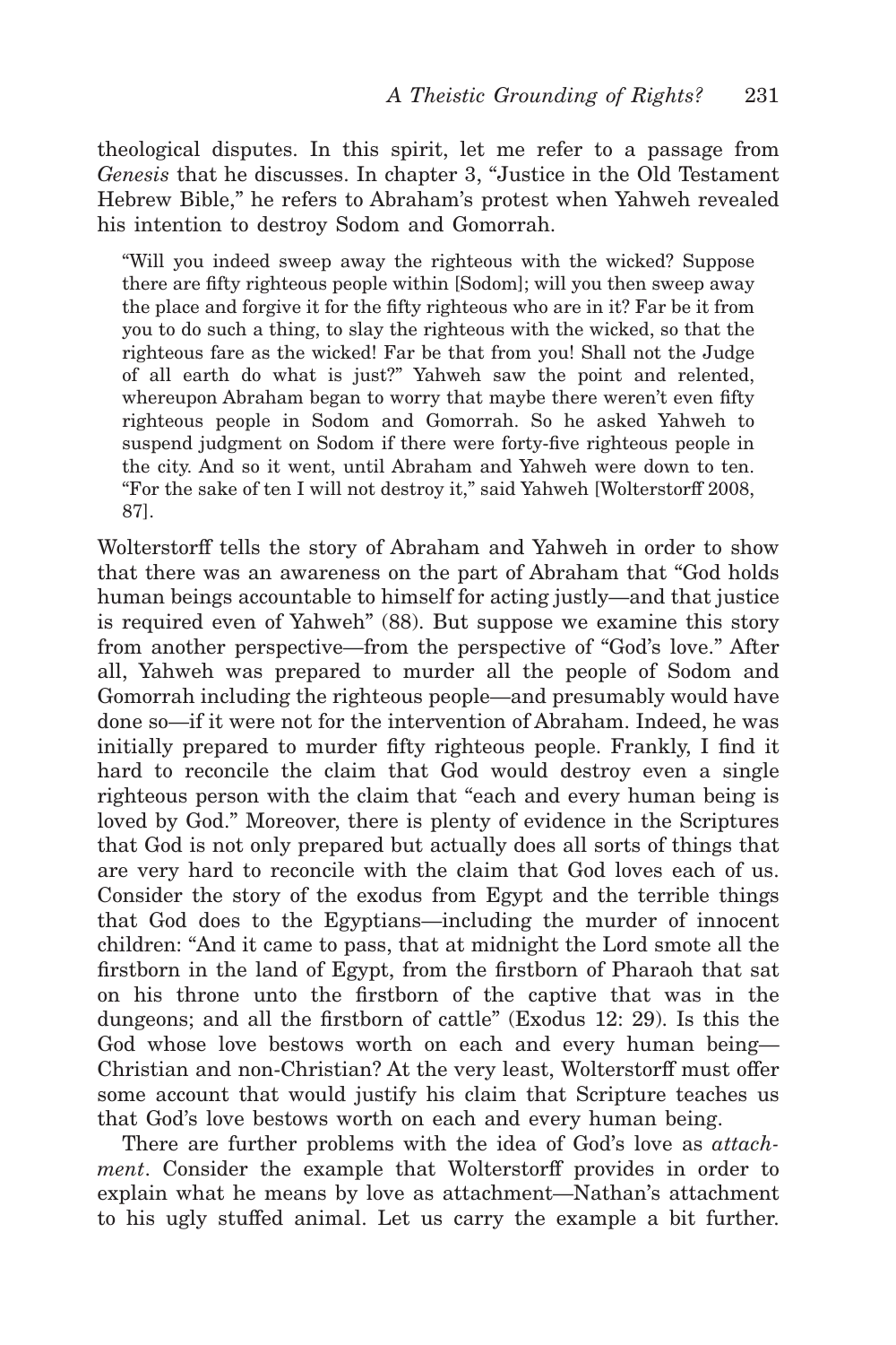theological disputes. In this spirit, let me refer to a passage from *Genesis* that he discusses. In chapter 3, "Justice in the Old Testament Hebrew Bible," he refers to Abraham's protest when Yahweh revealed his intention to destroy Sodom and Gomorrah.

> "Will you indeed sweep away the righteous with the wicked? Suppose there are fifty righteous people within [Sodom]; will you then sweep away the place and forgive it for the fifty righteous who are in it? Far be it from you to do such a thing, to slay the righteous with the wicked, so that the righteous fare as the wicked! Far be that from you! Shall not the Judge of all earth do what is just?" Yahweh saw the point and relented, whereupon Abraham began to worry that maybe there weren't even fifty righteous people in Sodom and Gomorrah. So he asked Yahweh to suspend judgment on Sodom if there were forty-five righteous people in the city. And so it went, until Abraham and Yahweh were down to ten. "For the sake of ten I will not destroy it," said Yahweh [Wolterstorff 2008, 87].

Wolterstorff tells the story of Abraham and Yahweh in order to show that there was an awareness on the part of Abraham that "God holds human beings accountable to himself for acting justly—and that justice is required even of Yahweh" (88). But suppose we examine this story from another perspective—from the perspective of "God's love." After all, Yahweh was prepared to murder all the people of Sodom and Gomorrah including the righteous people—and presumably would have done so—if it were not for the intervention of Abraham. Indeed, he was initially prepared to murder fifty righteous people. Frankly, I find it hard to reconcile the claim that God would destroy even a single righteous person with the claim that "each and every human being is loved by God." Moreover, there is plenty of evidence in the Scriptures that God is not only prepared but actually does all sorts of things that are very hard to reconcile with the claim that God loves each of us. Consider the story of the exodus from Egypt and the terrible things that God does to the Egyptians—including the murder of innocent children: "And it came to pass, that at midnight the Lord smote all the firstborn in the land of Egypt, from the firstborn of Pharaoh that sat on his throne unto the firstborn of the captive that was in the dungeons; and all the firstborn of cattle" (Exodus 12: 29). Is this the God whose love bestows worth on each and every human being—Christian and non-Christian? At the very least, Wolterstorff must offer some account that would justify his claim that Scripture teaches us that God's love bestows worth on each and every human being.

There are further problems with the idea of God's love as *attachment*. Consider the example that Wolterstorff provides in order to explain what he means by love as attachment—Nathan's attachment to his ugly stuffed animal. Let us carry the example a bit further.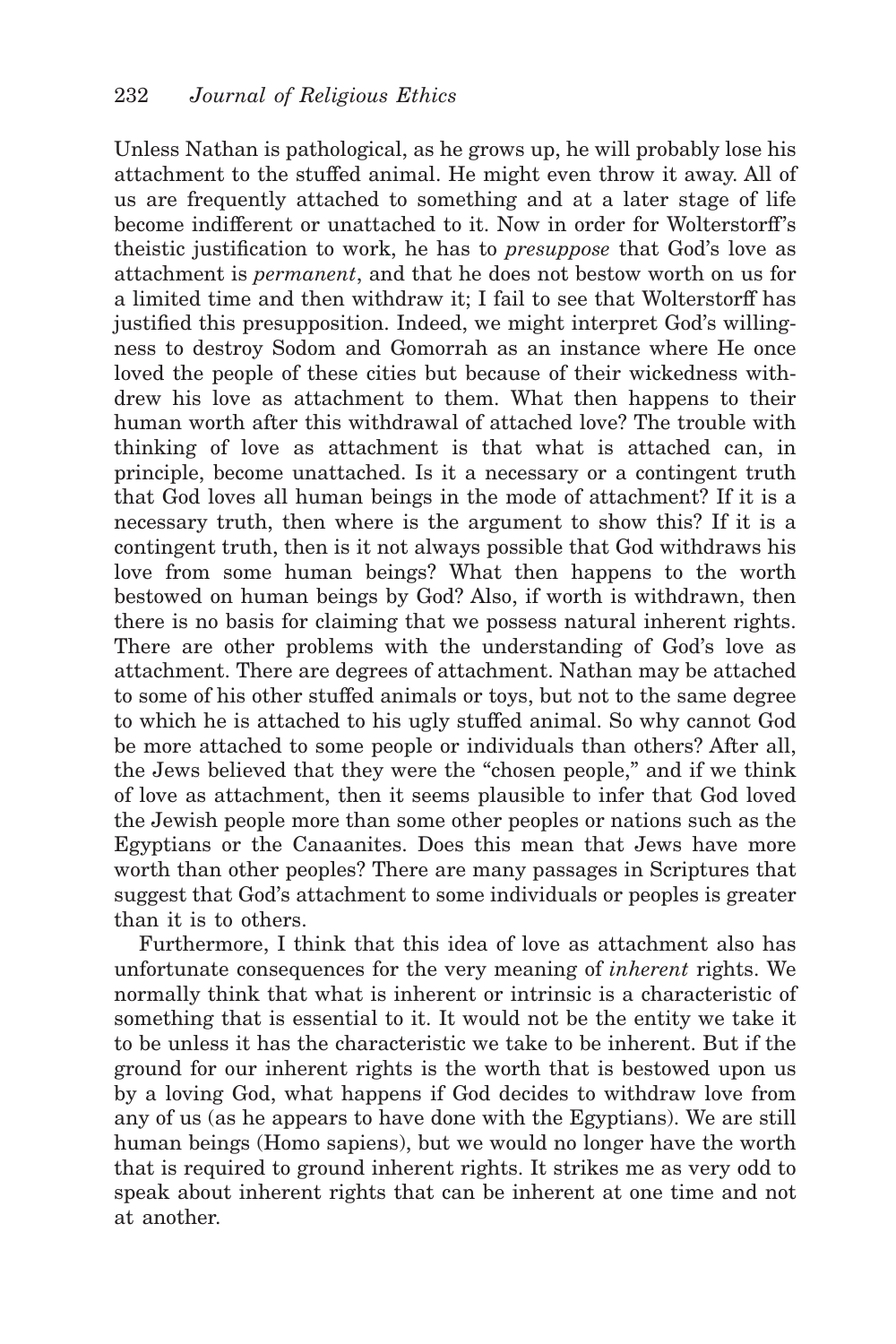Unless Nathan is pathological, as he grows up, he will probably lose his attachment to the stuffed animal. He might even throw it away. All of us are frequently attached to something and at a later stage of life become indifferent or unattached to it. Now in order for Wolterstorff's theistic justification to work, he has to *presuppose* that God's love as attachment is *permanent*, and that he does not bestow worth on us for a limited time and then withdraw it; I fail to see that Wolterstorff has justified this presupposition. Indeed, we might interpret God's willingness to destroy Sodom and Gomorrah as an instance where He once loved the people of these cities but because of their wickedness withdrew his love as attachment to them. What then happens to their human worth after this withdrawal of attached love? The trouble with thinking of love as attachment is that what is attached can, in principle, become unattached. Is it a necessary or a contingent truth that God loves all human beings in the mode of attachment? If it is a necessary truth, then where is the argument to show this? If it is a contingent truth, then is it not always possible that God withdraws his love from some human beings? What then happens to the worth bestowed on human beings by God? Also, if worth is withdrawn, then there is no basis for claiming that we possess natural inherent rights. There are other problems with the understanding of God's love as attachment. There are degrees of attachment. Nathan may be attached to some of his other stuffed animals or toys, but not to the same degree to which he is attached to his ugly stuffed animal. So why cannot God be more attached to some people or individuals than others? After all, the Jews believed that they were the "chosen people," and if we think of love as attachment, then it seems plausible to infer that God loved the Jewish people more than some other peoples or nations such as the Egyptians or the Canaanites. Does this mean that Jews have more worth than other peoples? There are many passages in Scriptures that suggest that God's attachment to some individuals or peoples is greater than it is to others.

Furthermore, I think that this idea of love as attachment also has unfortunate consequences for the very meaning of *inherent* rights. We normally think that what is inherent or intrinsic is a characteristic of something that is essential to it. It would not be the entity we take it to be unless it has the characteristic we take to be inherent. But if the ground for our inherent rights is the worth that is bestowed upon us by a loving God, what happens if God decides to withdraw love from any of us (as he appears to have done with the Egyptians). We are still human beings (Homo sapiens), but we would no longer have the worth that is required to ground inherent rights. It strikes me as very odd to speak about inherent rights that can be inherent at one time and not at another.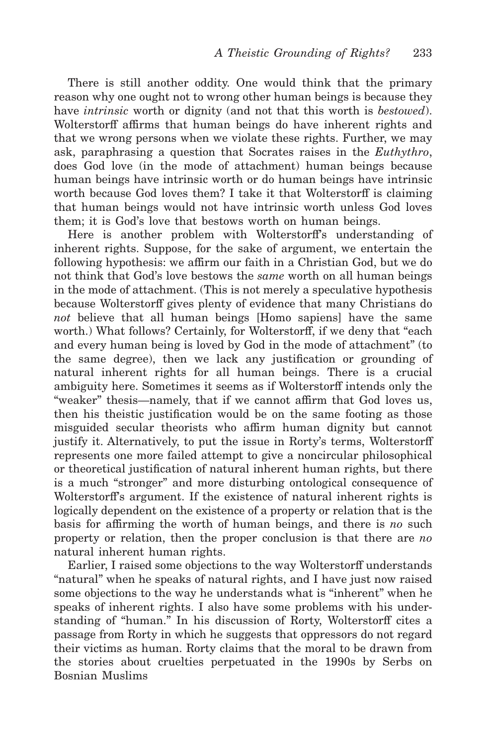There is still another oddity. One would think that the primary reason why one ought not to wrong other human beings is because they have *intrinsic* worth or dignity (and not that this worth is *bestowed*). Wolterstorff affirms that human beings do have inherent rights and that we wrong persons when we violate these rights. Further, we may ask, paraphrasing a question that Socrates raises in the *Euthythro*, does God love (in the mode of attachment) human beings because human beings have intrinsic worth or do human beings have intrinsic worth because God loves them? I take it that Wolterstorff is claiming that human beings would not have intrinsic worth unless God loves them; it is God's love that bestows worth on human beings.

Here is another problem with Wolterstorff's understanding of inherent rights. Suppose, for the sake of argument, we entertain the following hypothesis: we affirm our faith in a Christian God, but we do not think that God's love bestows the *same* worth on all human beings in the mode of attachment. (This is not merely a speculative hypothesis because Wolterstorff gives plenty of evidence that many Christians do *not* believe that all human beings [Homo sapiens] have the same worth.) What follows? Certainly, for Wolterstorff, if we deny that "each and every human being is loved by God in the mode of attachment" (to the same degree), then we lack any justification or grounding of natural inherent rights for all human beings. There is a crucial ambiguity here. Sometimes it seems as if Wolterstorff intends only the "weaker" thesis—namely, that if we cannot affirm that God loves us, then his theistic justification would be on the same footing as those misguided secular theorists who affirm human dignity but cannot justify it. Alternatively, to put the issue in Rorty's terms, Wolterstorff represents one more failed attempt to give a noncircular philosophical or theoretical justification of natural inherent human rights, but there is a much "stronger" and more disturbing ontological consequence of Wolterstorff's argument. If the existence of natural inherent rights is logically dependent on the existence of a property or relation that is the basis for affirming the worth of human beings, and there is *no* such property or relation, then the proper conclusion is that there are *no* natural inherent human rights.

Earlier, I raised some objections to the way Wolterstorff understands "natural" when he speaks of natural rights, and I have just now raised some objections to the way he understands what is "inherent" when he speaks of inherent rights. I also have some problems with his understanding of "human." In his discussion of Rorty, Wolterstorff cites a passage from Rorty in which he suggests that oppressors do not regard their victims as human. Rorty claims that the moral to be drawn from the stories about cruelties perpetuated in the 1990s by Serbs on Bosnian Muslims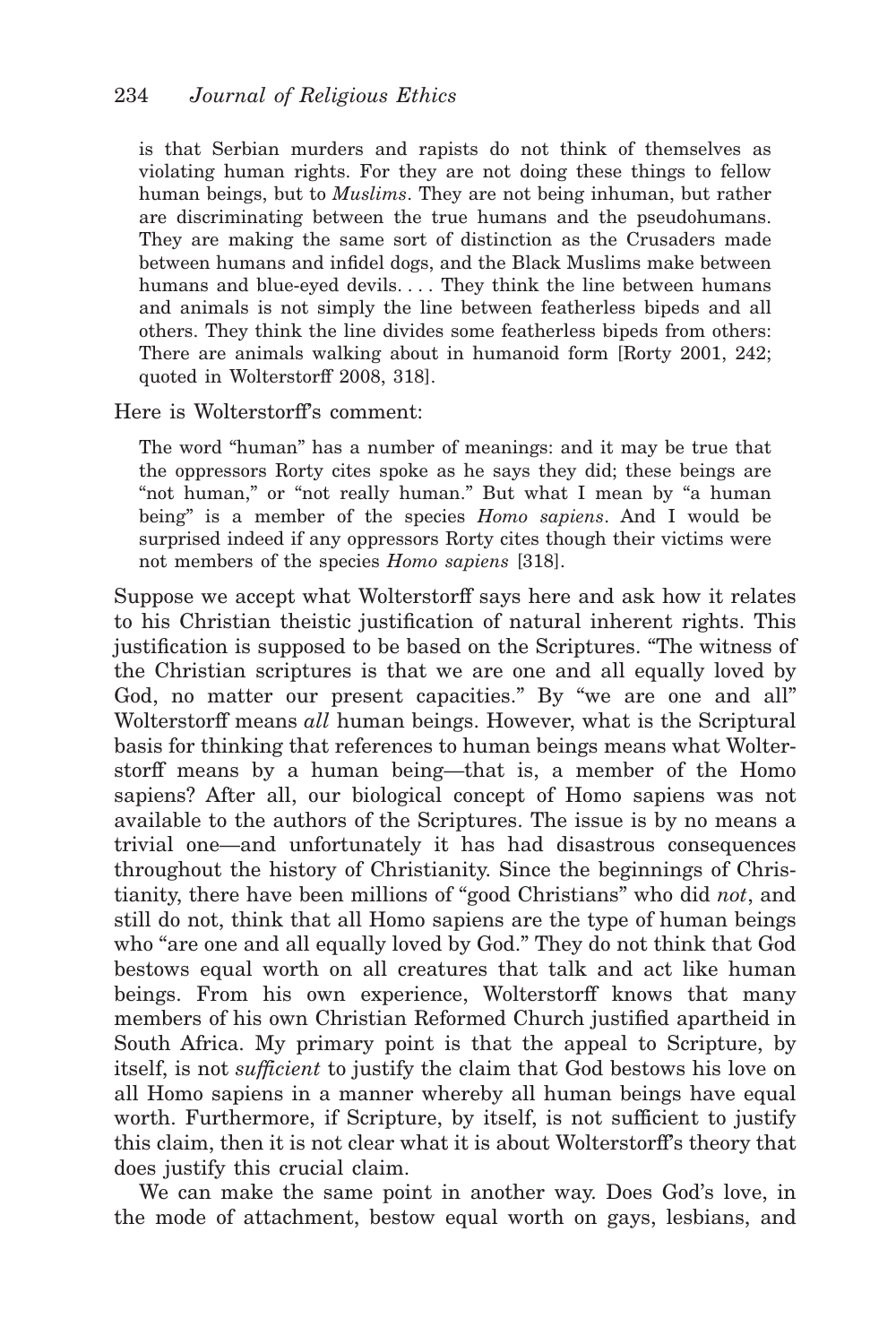> is that Serbian murders and rapists do not think of themselves as violating human rights. For they are not doing these things to fellow human beings, but to *Muslims*. They are not being inhuman, but rather are discriminating between the true humans and the pseudohumans. They are making the same sort of distinction as the Crusaders made between humans and infidel dogs, and the Black Muslims make between humans and blue-eyed devils. . . . They think the line between humans and animals is not simply the line between featherless bipeds and all others. They think the line divides some featherless bipeds from others: There are animals walking about in humanoid form [Rorty 2001, 242; quoted in Wolterstorff 2008, 318].

Here is Wolterstorff's comment:

> The word "human" has a number of meanings: and it may be true that the oppressors Rorty cites spoke as he says they did; these beings are "not human," or "not really human." But what I mean by "a human being" is a member of the species *Homo sapiens*. And I would be surprised indeed if any oppressors Rorty cites though their victims were not members of the species *Homo sapiens* [318].

Suppose we accept what Wolterstorff says here and ask how it relates to his Christian theistic justification of natural inherent rights. This justification is supposed to be based on the Scriptures. "The witness of the Christian scriptures is that we are one and all equally loved by God, no matter our present capacities." By "we are one and all" Wolterstorff means *all* human beings. However, what is the Scriptural basis for thinking that references to human beings means what Wolterstorff means by a human being—that is, a member of the Homo sapiens? After all, our biological concept of Homo sapiens was not available to the authors of the Scriptures. The issue is by no means a trivial one—and unfortunately it has had disastrous consequences throughout the history of Christianity. Since the beginnings of Christianity, there have been millions of "good Christians" who did *not*, and still do not, think that all Homo sapiens are the type of human beings who "are one and all equally loved by God." They do not think that God bestows equal worth on all creatures that talk and act like human beings. From his own experience, Wolterstorff knows that many members of his own Christian Reformed Church justified apartheid in South Africa. My primary point is that the appeal to Scripture, by itself, is not *sufficient* to justify the claim that God bestows his love on all Homo sapiens in a manner whereby all human beings have equal worth. Furthermore, if Scripture, by itself, is not sufficient to justify this claim, then it is not clear what it is about Wolterstorff's theory that does justify this crucial claim.

We can make the same point in another way. Does God's love, in the mode of attachment, bestow equal worth on gays, lesbians, and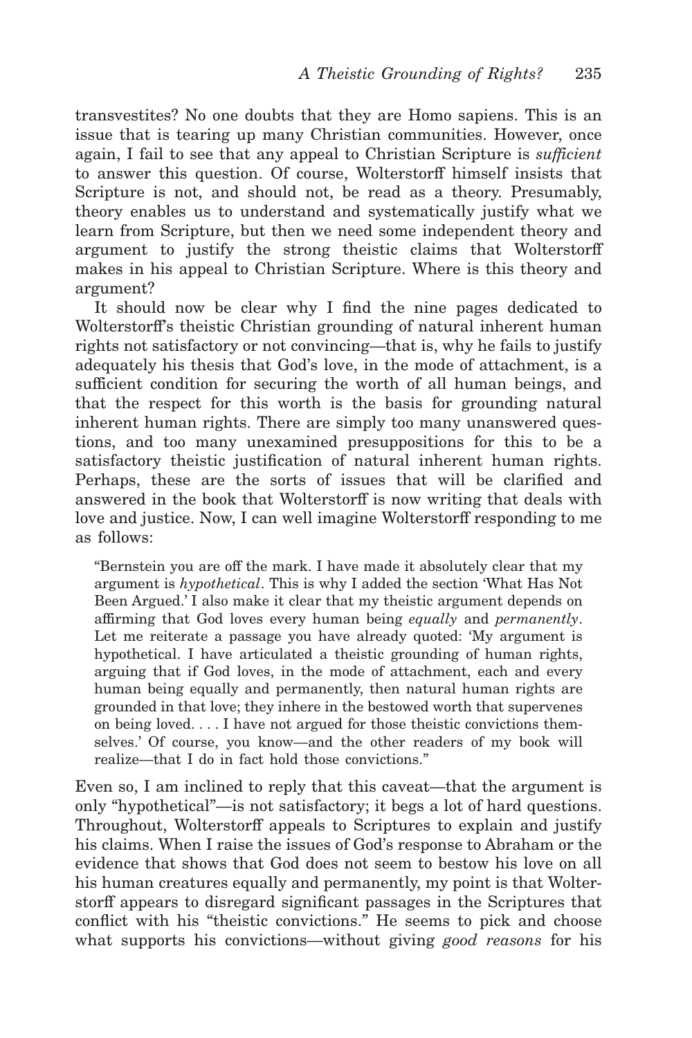transvestites? No one doubts that they are Homo sapiens. This is an issue that is tearing up many Christian communities. However, once again, I fail to see that any appeal to Christian Scripture is *sufficient* to answer this question. Of course, Wolterstorff himself insists that Scripture is not, and should not, be read as a theory. Presumably, theory enables us to understand and systematically justify what we learn from Scripture, but then we need some independent theory and argument to justify the strong theistic claims that Wolterstorff makes in his appeal to Christian Scripture. Where is this theory and argument?

It should now be clear why I find the nine pages dedicated to Wolterstorff's theistic Christian grounding of natural inherent human rights not satisfactory or not convincing—that is, why he fails to justify adequately his thesis that God's love, in the mode of attachment, is a sufficient condition for securing the worth of all human beings, and that the respect for this worth is the basis for grounding natural inherent human rights. There are simply too many unanswered questions, and too many unexamined presuppositions for this to be a satisfactory theistic justification of natural inherent human rights. Perhaps, these are the sorts of issues that will be clarified and answered in the book that Wolterstorff is now writing that deals with love and justice. Now, I can well imagine Wolterstorff responding to me as follows:

> "Bernstein you are off the mark. I have made it absolutely clear that my argument is *hypothetical*. This is why I added the section 'What Has Not Been Argued.' I also make it clear that my theistic argument depends on affirming that God loves every human being *equally* and *permanently*. Let me reiterate a passage you have already quoted: 'My argument is hypothetical. I have articulated a theistic grounding of human rights, arguing that if God loves, in the mode of attachment, each and every human being equally and permanently, then natural human rights are grounded in that love; they inhere in the bestowed worth that supervenes on being loved. . . . I have not argued for those theistic convictions themselves.' Of course, you know—and the other readers of my book will realize—that I do in fact hold those convictions."

Even so, I am inclined to reply that this caveat—that the argument is only "hypothetical"—is not satisfactory; it begs a lot of hard questions. Throughout, Wolterstorff appeals to Scriptures to explain and justify his claims. When I raise the issues of God's response to Abraham or the evidence that shows that God does not seem to bestow his love on all his human creatures equally and permanently, my point is that Wolterstorff appears to disregard significant passages in the Scriptures that conflict with his "theistic convictions." He seems to pick and choose what supports his convictions—without giving *good reasons* for his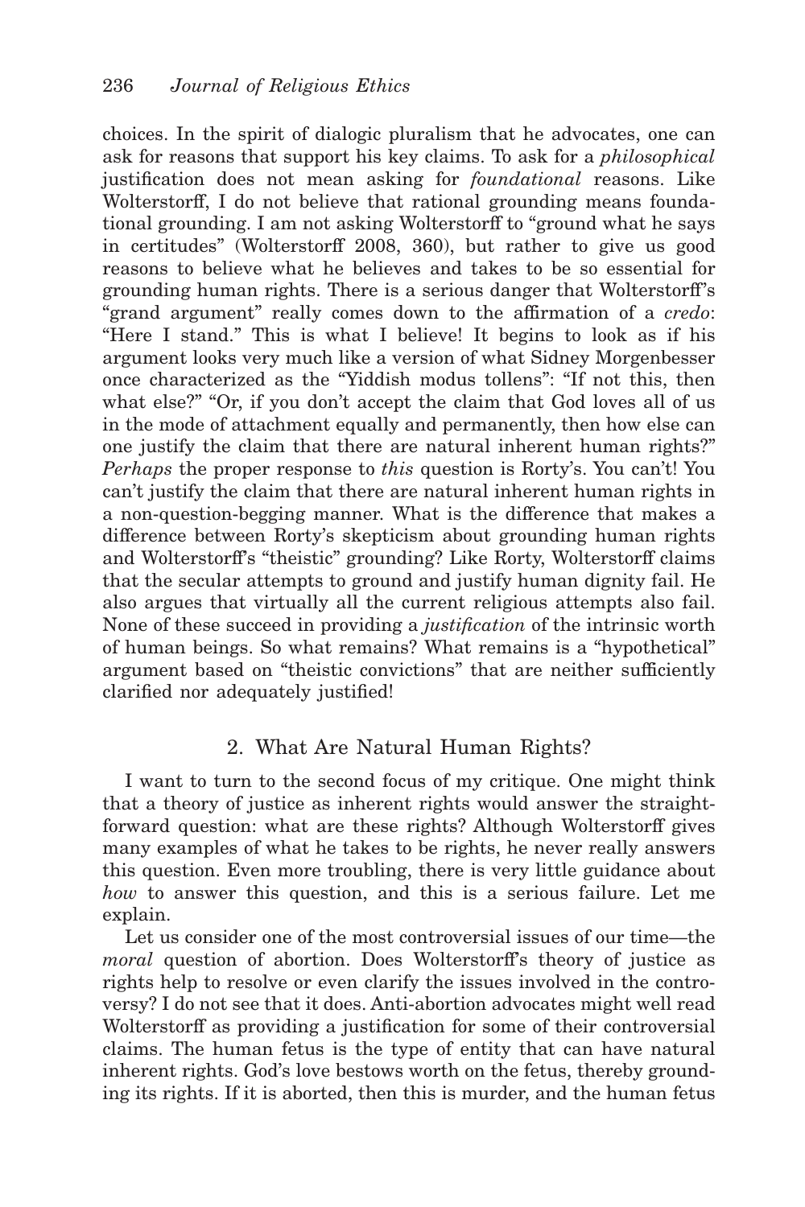choices. In the spirit of dialogic pluralism that he advocates, one can ask for reasons that support his key claims. To ask for a *philosophical* justification does not mean asking for *foundational* reasons. Like Wolterstorff, I do not believe that rational grounding means foundational grounding. I am not asking Wolterstorff to "ground what he says in certitudes" (Wolterstorff 2008, 360), but rather to give us good reasons to believe what he believes and takes to be so essential for grounding human rights. There is a serious danger that Wolterstorff's "grand argument" really comes down to the affirmation of a *credo*: "Here I stand." This is what I believe! It begins to look as if his argument looks very much like a version of what Sidney Morgenbesser once characterized as the "Yiddish modus tollens": "If not this, then what else?" "Or, if you don't accept the claim that God loves all of us in the mode of attachment equally and permanently, then how else can one justify the claim that there are natural inherent human rights?" *Perhaps* the proper response to *this* question is Rorty's. You can't! You can't justify the claim that there are natural inherent human rights in a non-question-begging manner. What is the difference that makes a difference between Rorty's skepticism about grounding human rights and Wolterstorff's "theistic" grounding? Like Rorty, Wolterstorff claims that the secular attempts to ground and justify human dignity fail. He also argues that virtually all the current religious attempts also fail. None of these succeed in providing a *justification* of the intrinsic worth of human beings. So what remains? What remains is a "hypothetical" argument based on "theistic convictions" that are neither sufficiently clarified nor adequately justified!

## 2. What Are Natural Human Rights?

I want to turn to the second focus of my critique. One might think that a theory of justice as inherent rights would answer the straightforward question: what are these rights? Although Wolterstorff gives many examples of what he takes to be rights, he never really answers this question. Even more troubling, there is very little guidance about *how* to answer this question, and this is a serious failure. Let me explain.

Let us consider one of the most controversial issues of our time—the *moral* question of abortion. Does Wolterstorff's theory of justice as rights help to resolve or even clarify the issues involved in the controversy? I do not see that it does. Anti-abortion advocates might well read Wolterstorff as providing a justification for some of their controversial claims. The human fetus is the type of entity that can have natural inherent rights. God's love bestows worth on the fetus, thereby grounding its rights. If it is aborted, then this is murder, and the human fetus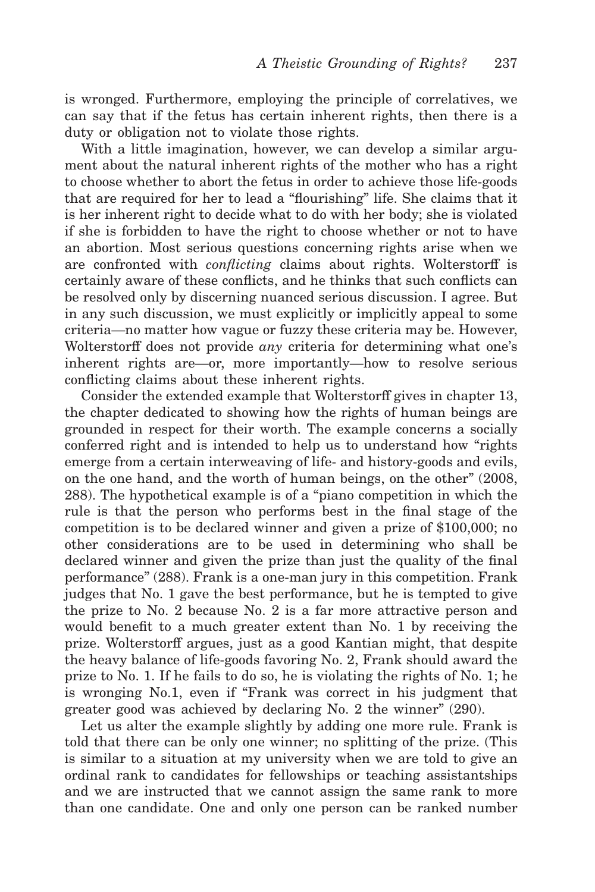is wronged. Furthermore, employing the principle of correlatives, we can say that if the fetus has certain inherent rights, then there is a duty or obligation not to violate those rights.

With a little imagination, however, we can develop a similar argument about the natural inherent rights of the mother who has a right to choose whether to abort the fetus in order to achieve those life-goods that are required for her to lead a "flourishing" life. She claims that it is her inherent right to decide what to do with her body; she is violated if she is forbidden to have the right to choose whether or not to have an abortion. Most serious questions concerning rights arise when we are confronted with *conflicting* claims about rights. Wolterstorff is certainly aware of these conflicts, and he thinks that such conflicts can be resolved only by discerning nuanced serious discussion. I agree. But in any such discussion, we must explicitly or implicitly appeal to some criteria—no matter how vague or fuzzy these criteria may be. However, Wolterstorff does not provide *any* criteria for determining what one's inherent rights are—or, more importantly—how to resolve serious conflicting claims about these inherent rights.

Consider the extended example that Wolterstorff gives in chapter 13, the chapter dedicated to showing how the rights of human beings are grounded in respect for their worth. The example concerns a socially conferred right and is intended to help us to understand how "rights emerge from a certain interweaving of life- and history-goods and evils, on the one hand, and the worth of human beings, on the other" (2008, 288). The hypothetical example is of a "piano competition in which the rule is that the person who performs best in the final stage of the competition is to be declared winner and given a prize of $100,000; no other considerations are to be used in determining who shall be declared winner and given the prize than just the quality of the final performance" (288). Frank is a one-man jury in this competition. Frank judges that No. 1 gave the best performance, but he is tempted to give the prize to No. 2 because No. 2 is a far more attractive person and would benefit to a much greater extent than No. 1 by receiving the prize. Wolterstorff argues, just as a good Kantian might, that despite the heavy balance of life-goods favoring No. 2, Frank should award the prize to No. 1. If he fails to do so, he is violating the rights of No. 1; he is wronging No.1, even if "Frank was correct in his judgment that greater good was achieved by declaring No. 2 the winner" (290).

Let us alter the example slightly by adding one more rule. Frank is told that there can be only one winner; no splitting of the prize. (This is similar to a situation at my university when we are told to give an ordinal rank to candidates for fellowships or teaching assistantships and we are instructed that we cannot assign the same rank to more than one candidate. One and only one person can be ranked number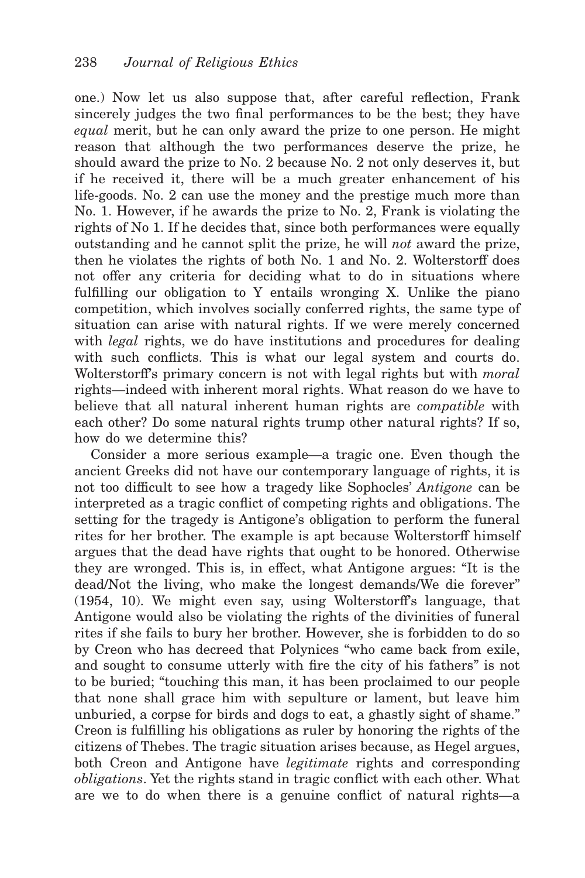one.) Now let us also suppose that, after careful reflection, Frank sincerely judges the two final performances to be the best; they have *equal* merit, but he can only award the prize to one person. He might reason that although the two performances deserve the prize, he should award the prize to No. 2 because No. 2 not only deserves it, but if he received it, there will be a much greater enhancement of his life-goods. No. 2 can use the money and the prestige much more than No. 1. However, if he awards the prize to No. 2, Frank is violating the rights of No 1. If he decides that, since both performances were equally outstanding and he cannot split the prize, he will *not* award the prize, then he violates the rights of both No. 1 and No. 2. Wolterstorff does not offer any criteria for deciding what to do in situations where fulfilling our obligation to Y entails wronging X. Unlike the piano competition, which involves socially conferred rights, the same type of situation can arise with natural rights. If we were merely concerned with *legal* rights, we do have institutions and procedures for dealing with such conflicts. This is what our legal system and courts do. Wolterstorff's primary concern is not with legal rights but with *moral* rights—indeed with inherent moral rights. What reason do we have to believe that all natural inherent human rights are *compatible* with each other? Do some natural rights trump other natural rights? If so, how do we determine this?

Consider a more serious example—a tragic one. Even though the ancient Greeks did not have our contemporary language of rights, it is not too difficult to see how a tragedy like Sophocles' *Antigone* can be interpreted as a tragic conflict of competing rights and obligations. The setting for the tragedy is Antigone's obligation to perform the funeral rites for her brother. The example is apt because Wolterstorff himself argues that the dead have rights that ought to be honored. Otherwise they are wronged. This is, in effect, what Antigone argues: "It is the dead/Not the living, who make the longest demands/We die forever" (1954, 10). We might even say, using Wolterstorff's language, that Antigone would also be violating the rights of the divinities of funeral rites if she fails to bury her brother. However, she is forbidden to do so by Creon who has decreed that Polynices "who came back from exile, and sought to consume utterly with fire the city of his fathers" is not to be buried; "touching this man, it has been proclaimed to our people that none shall grace him with sepulture or lament, but leave him unburied, a corpse for birds and dogs to eat, a ghastly sight of shame." Creon is fulfilling his obligations as ruler by honoring the rights of the citizens of Thebes. The tragic situation arises because, as Hegel argues, both Creon and Antigone have *legitimate* rights and corresponding *obligations*. Yet the rights stand in tragic conflict with each other. What are we to do when there is a genuine conflict of natural rights—a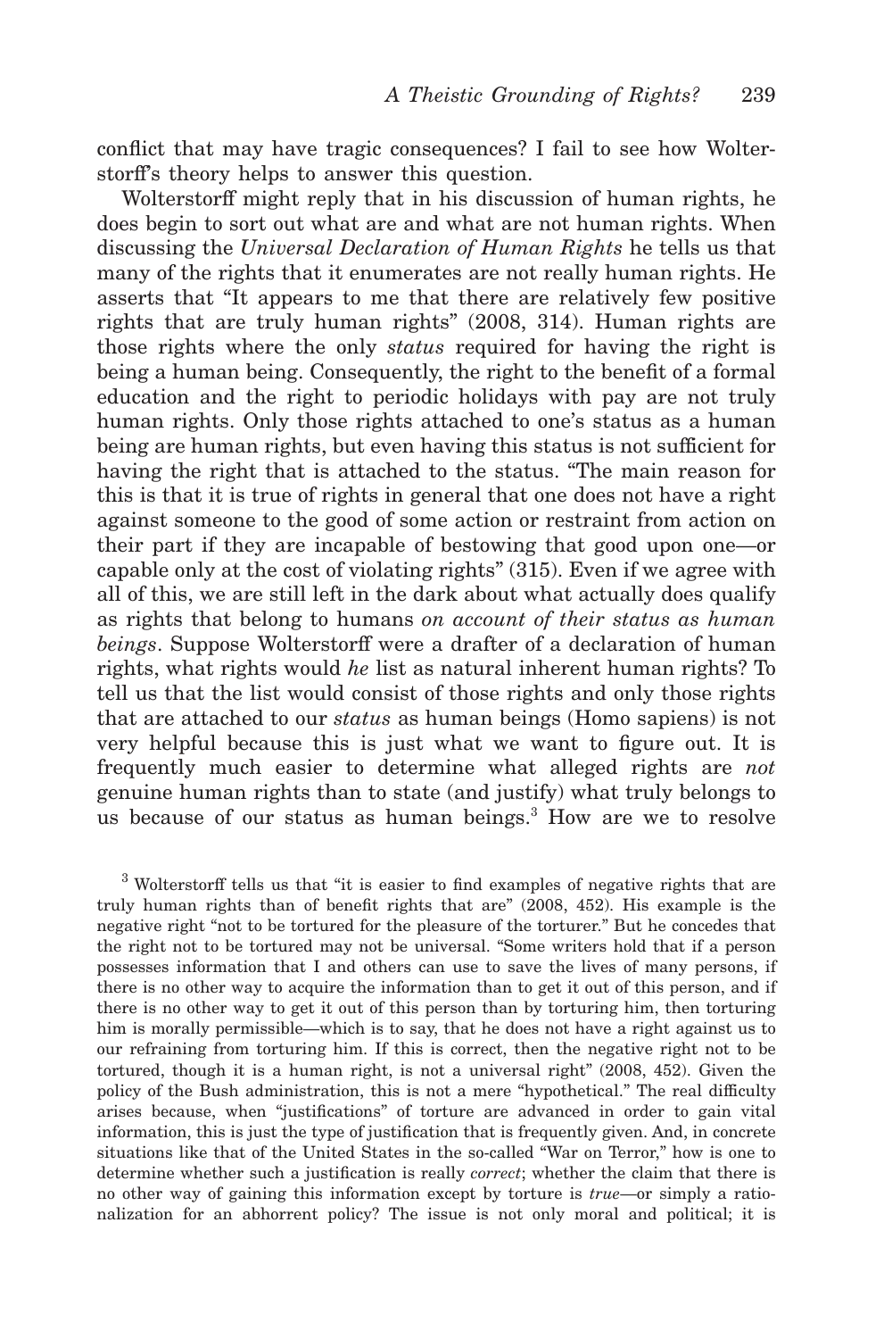conflict that may have tragic consequences? I fail to see how Wolterstorff's theory helps to answer this question.

Wolterstorff might reply that in his discussion of human rights, he does begin to sort out what are and what are not human rights. When discussing the *Universal Declaration of Human Rights* he tells us that many of the rights that it enumerates are not really human rights. He asserts that "It appears to me that there are relatively few positive rights that are truly human rights" (2008, 314). Human rights are those rights where the only *status* required for having the right is being a human being. Consequently, the right to the benefit of a formal education and the right to periodic holidays with pay are not truly human rights. Only those rights attached to one's status as a human being are human rights, but even having this status is not sufficient for having the right that is attached to the status. "The main reason for this is that it is true of rights in general that one does not have a right against someone to the good of some action or restraint from action on their part if they are incapable of bestowing that good upon one—or capable only at the cost of violating rights" (315). Even if we agree with all of this, we are still left in the dark about what actually does qualify as rights that belong to humans *on account of their status as human beings*. Suppose Wolterstorff were a drafter of a declaration of human rights, what rights would *he* list as natural inherent human rights? To tell us that the list would consist of those rights and only those rights that are attached to our *status* as human beings (Homo sapiens) is not very helpful because this is just what we want to figure out. It is frequently much easier to determine what alleged rights are *not* genuine human rights than to state (and justify) what truly belongs to us because of our status as human beings.[3] How are we to resolve

[3] Wolterstorff tells us that "it is easier to find examples of negative rights that are truly human rights than of benefit rights that are" (2008, 452). His example is the negative right "not to be tortured for the pleasure of the torturer." But he concedes that the right not to be tortured may not be universal. "Some writers hold that if a person possesses information that I and others can use to save the lives of many persons, if there is no other way to acquire the information than to get it out of this person, and if there is no other way to get it out of this person than by torturing him, then torturing him is morally permissible—which is to say, that he does not have a right against us to our refraining from torturing him. If this is correct, then the negative right not to be tortured, though it is a human right, is not a universal right" (2008, 452). Given the policy of the Bush administration, this is not a mere "hypothetical." The real difficulty arises because, when "justifications" of torture are advanced in order to gain vital information, this is just the type of justification that is frequently given. And, in concrete situations like that of the United States in the so-called "War on Terror," how is one to determine whether such a justification is really *correct*; whether the claim that there is no other way of gaining this information except by torture is *true*—or simply a rationalization for an abhorrent policy? The issue is not only moral and political; it is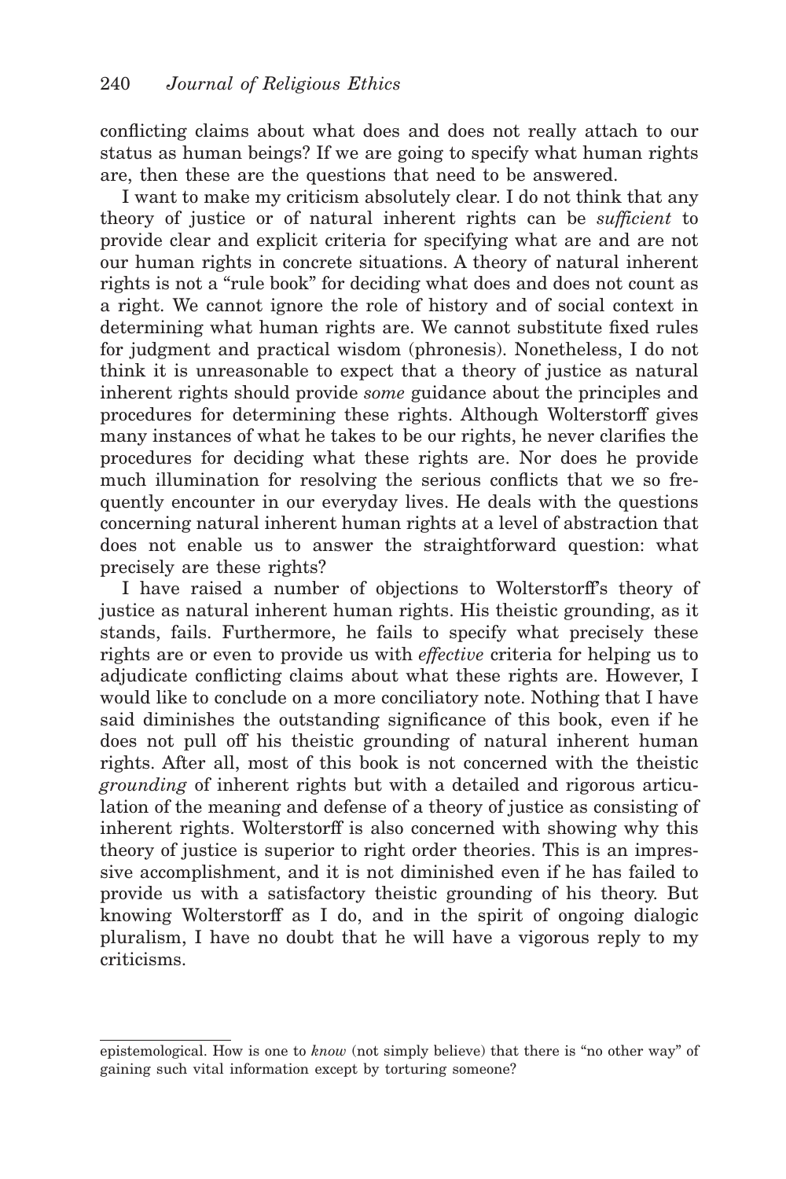conflicting claims about what does and does not really attach to our status as human beings? If we are going to specify what human rights are, then these are the questions that need to be answered.

I want to make my criticism absolutely clear. I do not think that any theory of justice or of natural inherent rights can be *sufficient* to provide clear and explicit criteria for specifying what are and are not our human rights in concrete situations. A theory of natural inherent rights is not a "rule book" for deciding what does and does not count as a right. We cannot ignore the role of history and of social context in determining what human rights are. We cannot substitute fixed rules for judgment and practical wisdom (phronesis). Nonetheless, I do not think it is unreasonable to expect that a theory of justice as natural inherent rights should provide *some* guidance about the principles and procedures for determining these rights. Although Wolterstorff gives many instances of what he takes to be our rights, he never clarifies the procedures for deciding what these rights are. Nor does he provide much illumination for resolving the serious conflicts that we so frequently encounter in our everyday lives. He deals with the questions concerning natural inherent human rights at a level of abstraction that does not enable us to answer the straightforward question: what precisely are these rights?

I have raised a number of objections to Wolterstorff's theory of justice as natural inherent human rights. His theistic grounding, as it stands, fails. Furthermore, he fails to specify what precisely these rights are or even to provide us with *effective* criteria for helping us to adjudicate conflicting claims about what these rights are. However, I would like to conclude on a more conciliatory note. Nothing that I have said diminishes the outstanding significance of this book, even if he does not pull off his theistic grounding of natural inherent human rights. After all, most of this book is not concerned with the theistic *grounding* of inherent rights but with a detailed and rigorous articulation of the meaning and defense of a theory of justice as consisting of inherent rights. Wolterstorff is also concerned with showing why this theory of justice is superior to right order theories. This is an impressive accomplishment, and it is not diminished even if he has failed to provide us with a satisfactory theistic grounding of his theory. But knowing Wolterstorff as I do, and in the spirit of ongoing dialogic pluralism, I have no doubt that he will have a vigorous reply to my criticisms.

---

epistemological. How is one to *know* (not simply believe) that there is "no other way" of gaining such vital information except by torturing someone?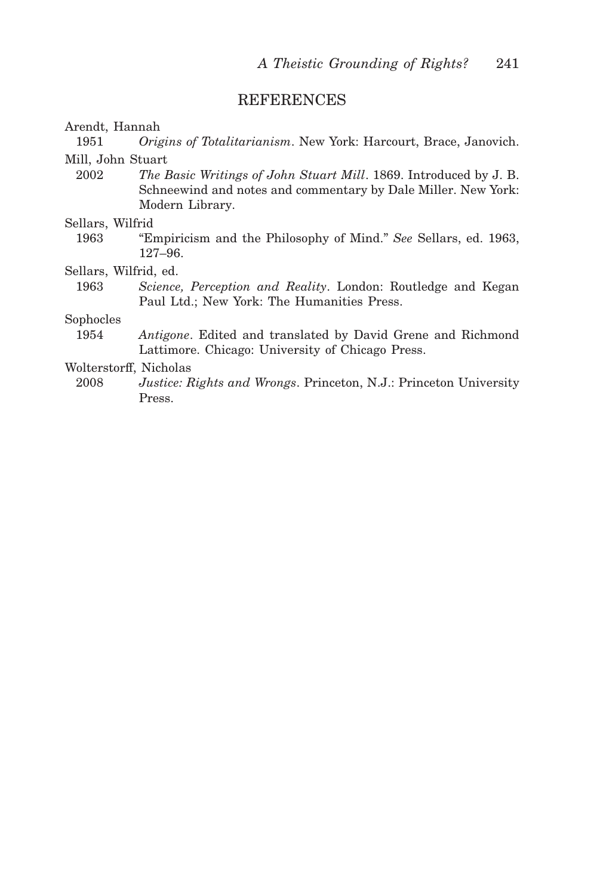## REFERENCES

Arendt, Hannah

1951 *Origins of Totalitarianism*. New York: Harcourt, Brace, Janovich.

Mill, John Stuart

2002 *The Basic Writings of John Stuart Mill*. 1869. Introduced by J. B. Schneewind and notes and commentary by Dale Miller. New York: Modern Library.

Sellars, Wilfrid

1963 "Empiricism and the Philosophy of Mind." *See* Sellars, ed. 1963, 127–96.

Sellars, Wilfrid, ed.

1963 *Science, Perception and Reality*. London: Routledge and Kegan Paul Ltd.; New York: The Humanities Press.

Sophocles

1954 *Antigone*. Edited and translated by David Grene and Richmond Lattimore. Chicago: University of Chicago Press.

Wolterstorff, Nicholas

2008 *Justice: Rights and Wrongs*. Princeton, N.J.: Princeton University Press.